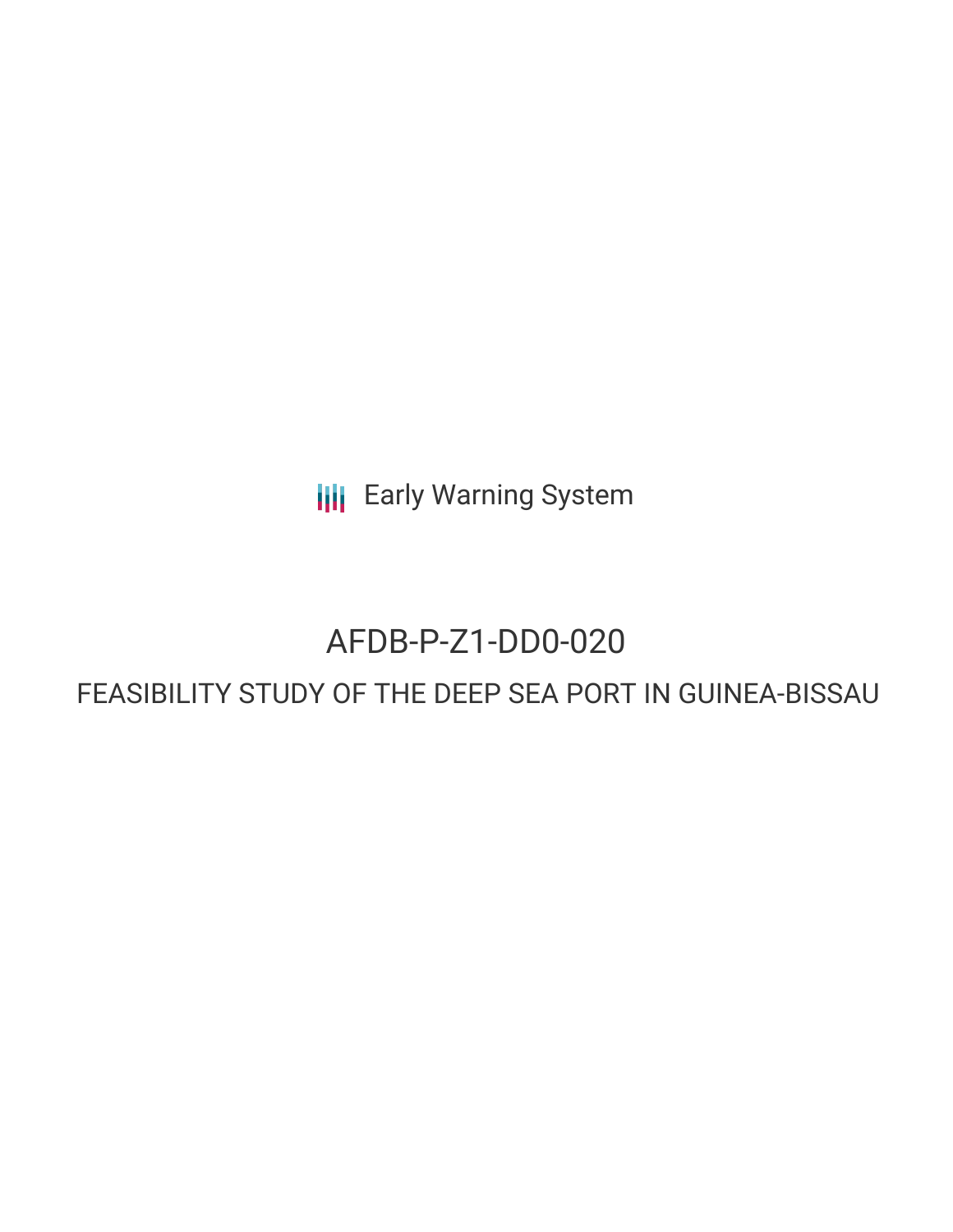Early Warning System

# AFDB-P-Z1-DD0-020

## FEASIBILITY STUDY OF THE DEEP SEA PORT IN GUINEA-BISSAU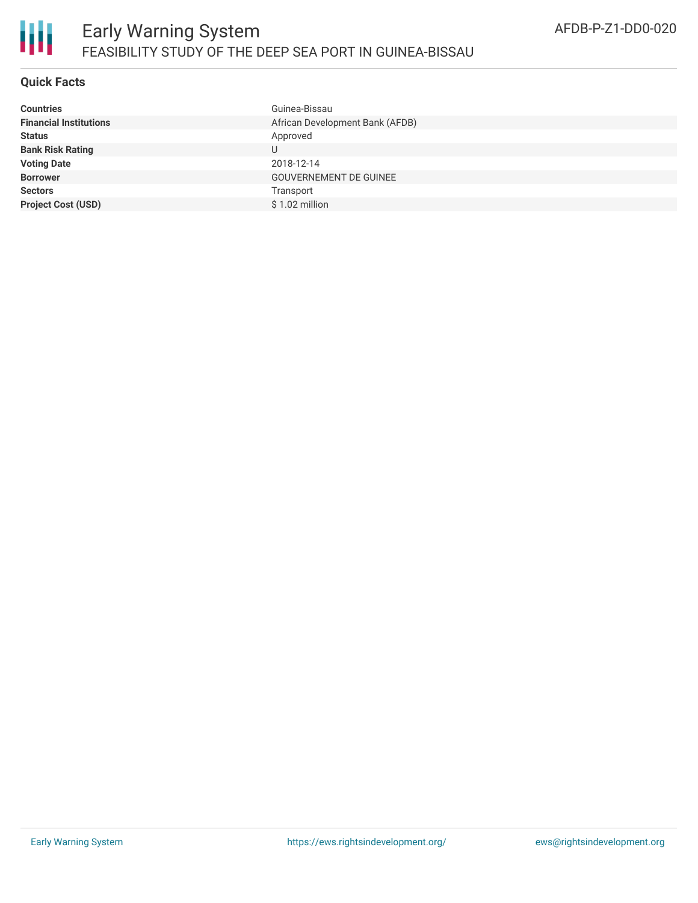# Early Warning System

## FEASIBILITY STUDY OF THE DEEP SEA PORT IN GUINEA-BISSAU

AFDB-P-Z1-DD0-020

### Quick Facts

| | |
|---|---|
| **Countries** | Guinea-Bissau |
| **Financial Institutions** | African Development Bank (AFDB) |
| **Status** | Approved |
| **Bank Risk Rating** | U |
| **Voting Date** | 2018-12-14 |
| **Borrower** | GOUVERNEMENT DE GUINEE |
| **Sectors** | Transport |
| **Project Cost (USD)** | $ 1.02 million |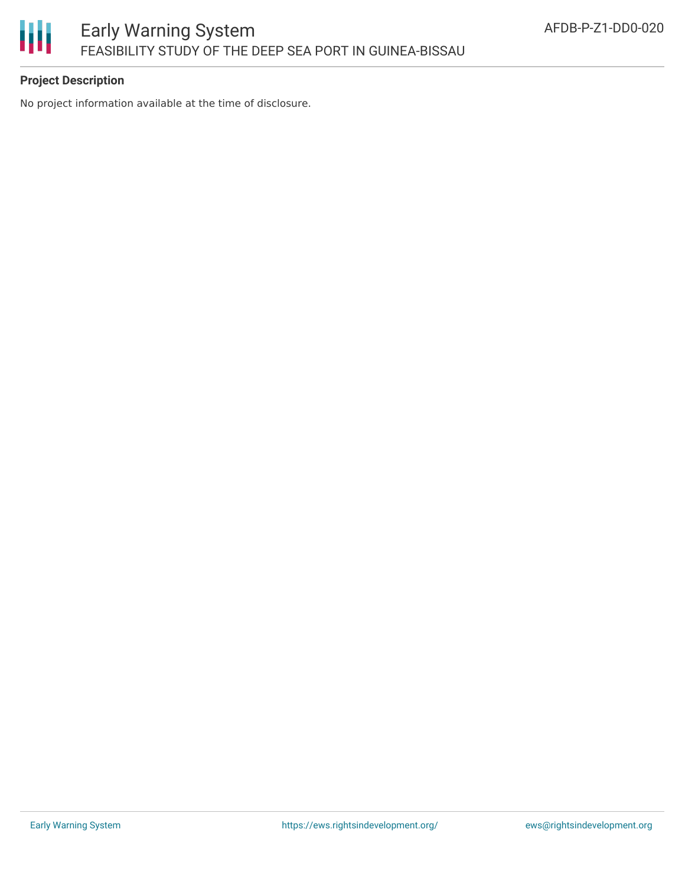**Project Description**

No project information available at the time of disclosure.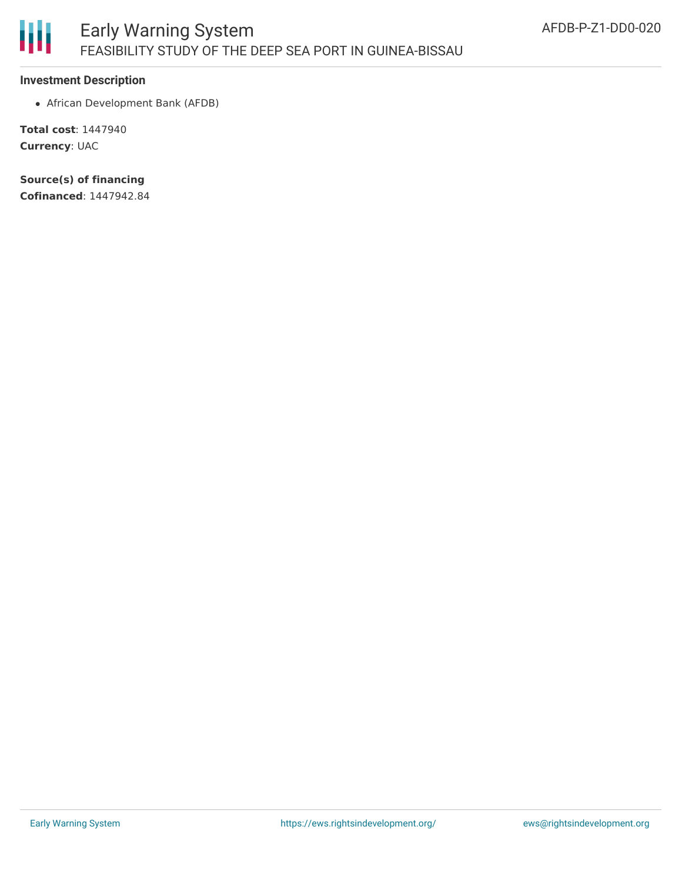### Investment Description

- African Development Bank (AFDB)

**Total cost**: 1447940
**Currency**: UAC

**Source(s) of financing**
**Cofinanced**: 1447942.84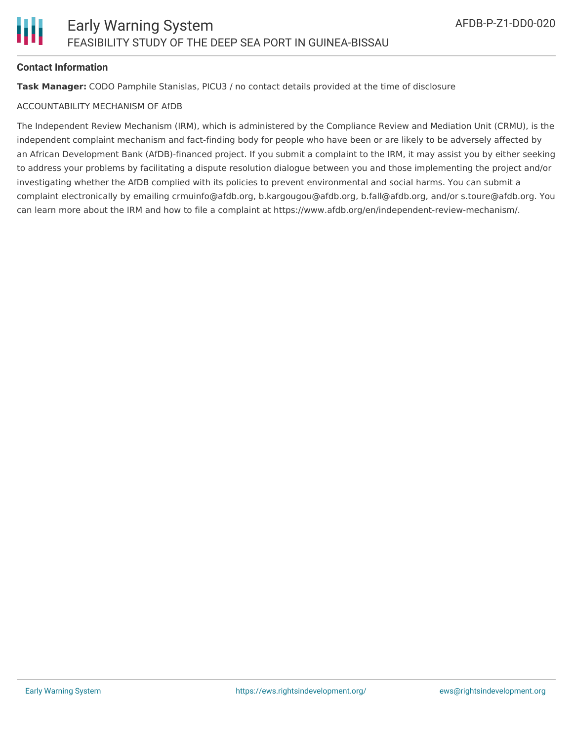### Contact Information

**Task Manager:** CODO Pamphile Stanislas, PICU3 / no contact details provided at the time of disclosure

ACCOUNTABILITY MECHANISM OF AfDB

The Independent Review Mechanism (IRM), which is administered by the Compliance Review and Mediation Unit (CRMU), is the independent complaint mechanism and fact-finding body for people who have been or are likely to be adversely affected by an African Development Bank (AfDB)-financed project. If you submit a complaint to the IRM, it may assist you by either seeking to address your problems by facilitating a dispute resolution dialogue between you and those implementing the project and/or investigating whether the AfDB complied with its policies to prevent environmental and social harms. You can submit a complaint electronically by emailing crmuinfo@afdb.org, b.kargougou@afdb.org, b.fall@afdb.org, and/or s.toure@afdb.org. You can learn more about the IRM and how to file a complaint at https://www.afdb.org/en/independent-review-mechanism/.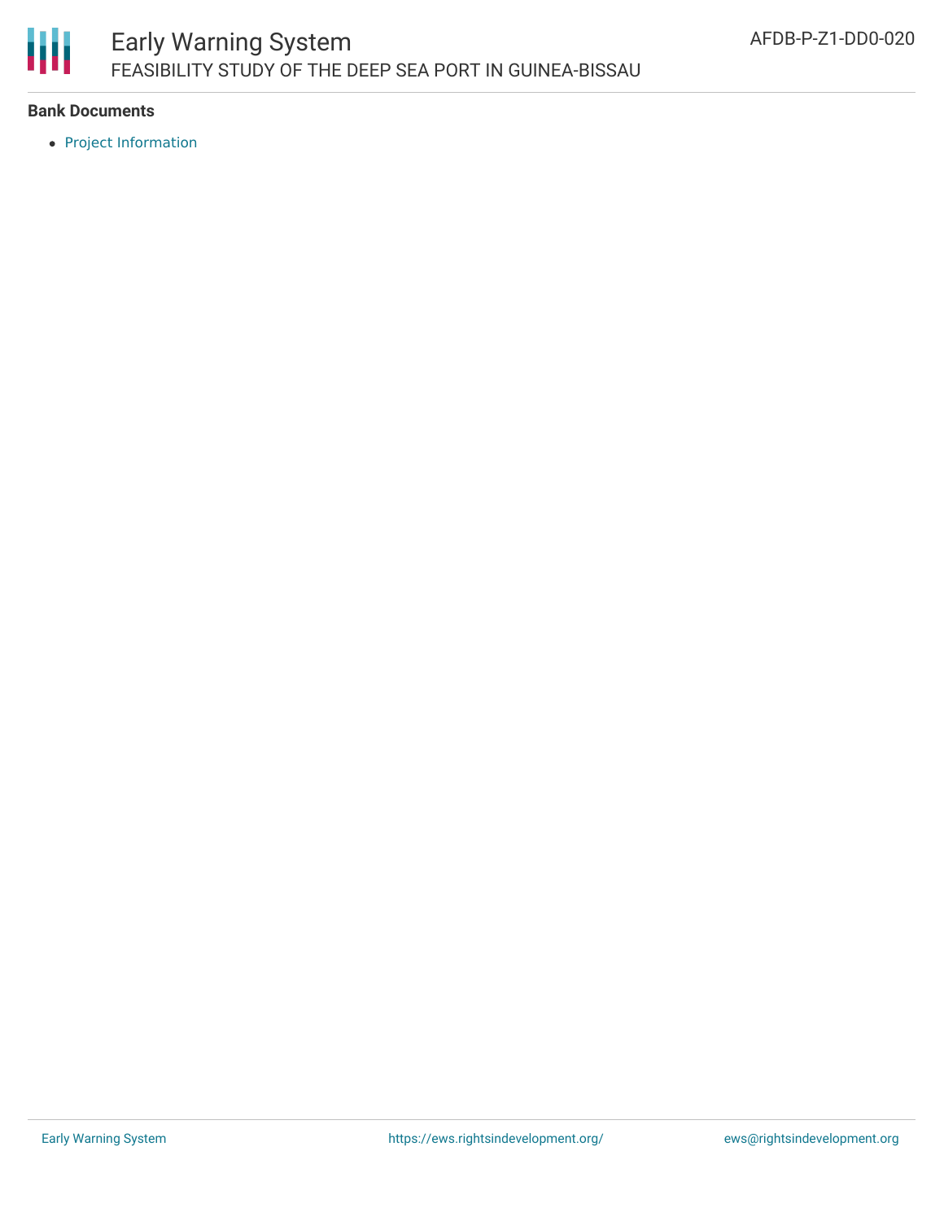**Bank Documents**

- Project Information